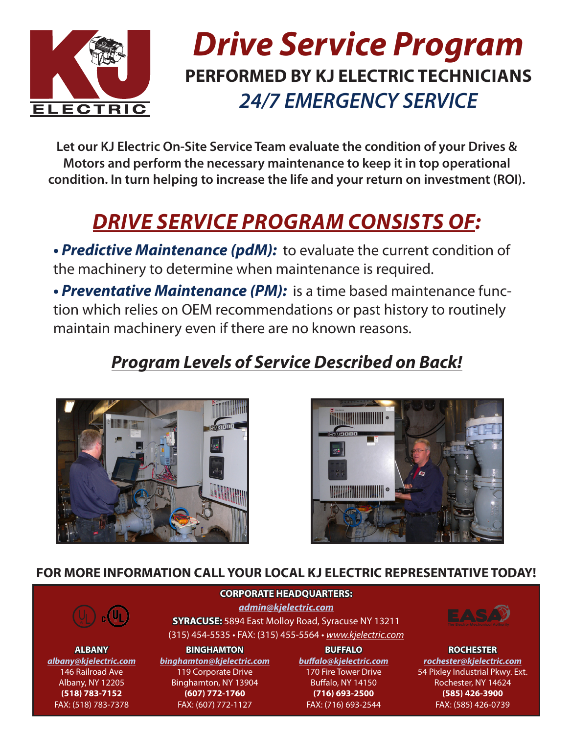# Drive Service Program

## PERFORMED BY KJ ELECTRIC TECHNICIANS

## *24/7 EMERGENCY SERVICE*

**Let our KJ Electric On-Site Service Team evaluate the condition of your Drives & Motors and perform the necessary maintenance to keep it in top operational condition. In turn helping to increase the life and your return on investment (ROI).**

## *DRIVE SERVICE PROGRAM CONSISTS OF:*

- ***Predictive Maintenance (pdM):*** to evaluate the current condition of the machinery to determine when maintenance is required.
- ***Preventative Maintenance (PM):*** is a time based maintenance function which relies on OEM recommendations or past history to routinely maintain machinery even if there are no known reasons.

### *Program Levels of Service Described on Back!*

**FOR MORE INFORMATION CALL YOUR LOCAL KJ ELECTRIC REPRESENTATIVE TODAY!**

**CORPORATE HEADQUARTERS:**
*admin@kjelectric.com*
**SYRACUSE:** 5894 East Molloy Road, Syracuse NY 13211
(315) 454-5535 • FAX: (315) 455-5564 • *www.kjelectric.com*

**ALBANY**
*albany@kjelectric.com*
146 Railroad Ave
Albany, NY 12205
**(518) 783-7152**
FAX: (518) 783-7378

**BINGHAMTON**
*binghamton@kjelectric.com*
119 Corporate Drive
Binghamton, NY 13904
**(607) 772-1760**
FAX: (607) 772-1127

**BUFFALO**
*buffalo@kjelectric.com*
170 Fire Tower Drive
Buffalo, NY 14150
**(716) 693-2500**
FAX: (716) 693-2544

**ROCHESTER**
*rochester@kjelectric.com*
54 Pixley Industrial Pkwy. Ext.
Rochester, NY 14624
**(585) 426-3900**
FAX: (585) 426-0739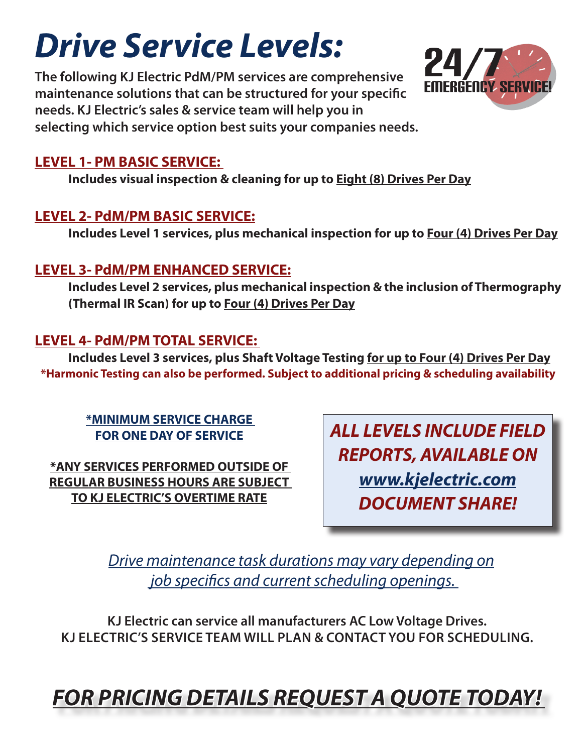# *Drive Service Levels:*

**The following KJ Electric PdM/PM services are comprehensive maintenance solutions that can be structured for your specific needs. KJ Electric's sales & service team will help you in selecting which service option best suits your companies needs.**

24/7 EMERGENCY SERVICE!

## LEVEL 1- PM BASIC SERVICE:

**Includes visual inspection & cleaning for up to Eight (8) Drives Per Day**

## LEVEL 2- PdM/PM BASIC SERVICE:

**Includes Level 1 services, plus mechanical inspection for up to Four (4) Drives Per Day**

## LEVEL 3- PdM/PM ENHANCED SERVICE:

**Includes Level 2 services, plus mechanical inspection & the inclusion of Thermography (Thermal IR Scan) for up to Four (4) Drives Per Day**

## LEVEL 4- PdM/PM TOTAL SERVICE:

**Includes Level 3 services, plus Shaft Voltage Testing for up to Four (4) Drives Per Day**

**\*Harmonic Testing can also be performed. Subject to additional pricing & scheduling availability**

**\*MINIMUM SERVICE CHARGE FOR ONE DAY OF SERVICE**

**\*ANY SERVICES PERFORMED OUTSIDE OF REGULAR BUSINESS HOURS ARE SUBJECT TO KJ ELECTRIC'S OVERTIME RATE**

***ALL LEVELS INCLUDE FIELD REPORTS, AVAILABLE ON www.kjelectric.com DOCUMENT SHARE!***

*Drive maintenance task durations may vary depending on job specifics and current scheduling openings.*

**KJ Electric can service all manufacturers AC Low Voltage Drives.**
**KJ ELECTRIC'S SERVICE TEAM WILL PLAN & CONTACT YOU FOR SCHEDULING.**

## *FOR PRICING DETAILS REQUEST A QUOTE TODAY!*